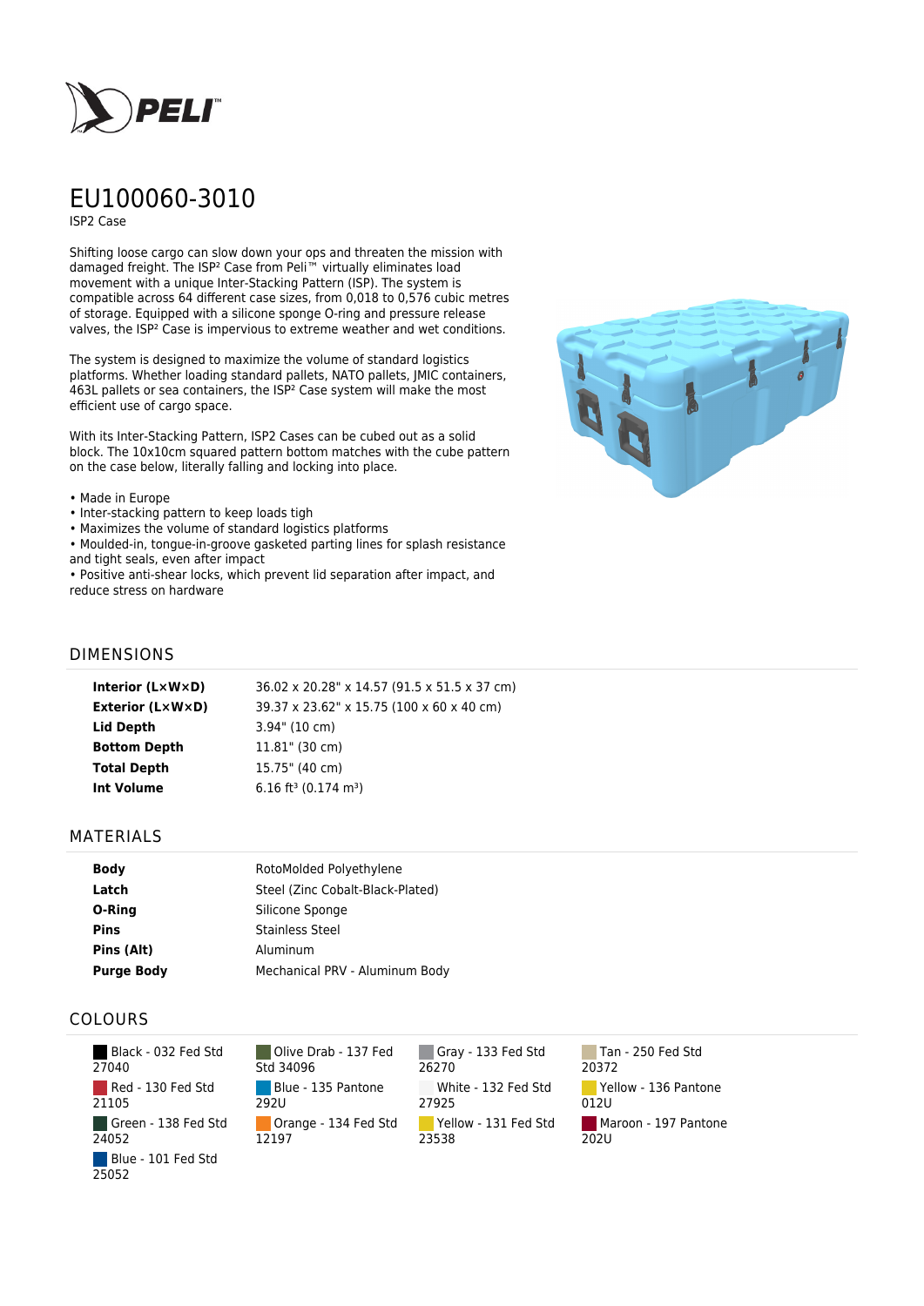# EU100060-3010

ISP2 Case

Shifting loose cargo can slow down your ops and threaten the mission with damaged freight. The ISP² Case from Peli™ virtually eliminates load movement with a unique Inter-Stacking Pattern (ISP). The system is compatible across 64 different case sizes, from 0,018 to 0,576 cubic metres of storage. Equipped with a silicone sponge O-ring and pressure release valves, the ISP² Case is impervious to extreme weather and wet conditions.

The system is designed to maximize the volume of standard logistics platforms. Whether loading standard pallets, NATO pallets, JMIC containers, 463L pallets or sea containers, the ISP² Case system will make the most efficient use of cargo space.

With its Inter-Stacking Pattern, ISP2 Cases can be cubed out as a solid block. The 10x10cm squared pattern bottom matches with the cube pattern on the case below, literally falling and locking into place.

- Made in Europe
- Inter-stacking pattern to keep loads tigh
- Maximizes the volume of standard logistics platforms
- Moulded-in, tongue-in-groove gasketed parting lines for splash resistance and tight seals, even after impact
- Positive anti-shear locks, which prevent lid separation after impact, and reduce stress on hardware

## DIMENSIONS

| | |
|---|---|
| **Interior (L×W×D)** | 36.02 x 20.28" x 14.57 (91.5 x 51.5 x 37 cm) |
| **Exterior (L×W×D)** | 39.37 x 23.62" x 15.75 (100 x 60 x 40 cm) |
| **Lid Depth** | 3.94" (10 cm) |
| **Bottom Depth** | 11.81" (30 cm) |
| **Total Depth** | 15.75" (40 cm) |
| **Int Volume** | 6.16 ft³ (0.174 m³) |

## MATERIALS

| | |
|---|---|
| **Body** | RotoMolded Polyethylene |
| **Latch** | Steel (Zinc Cobalt-Black-Plated) |
| **O-Ring** | Silicone Sponge |
| **Pins** | Stainless Steel |
| **Pins (Alt)** | Aluminum |
| **Purge Body** | Mechanical PRV - Aluminum Body |

## COLOURS

- Black - 032 Fed Std 27040
- Olive Drab - 137 Fed Std 34096
- Gray - 133 Fed Std 26270
- Tan - 250 Fed Std 20372
- Red - 130 Fed Std 21105
- Blue - 135 Pantone 292U
- White - 132 Fed Std 27925
- Yellow - 136 Pantone 012U
- Green - 138 Fed Std 24052
- Orange - 134 Fed Std 12197
- Yellow - 131 Fed Std 23538
- Maroon - 197 Pantone 202U
- Blue - 101 Fed Std 25052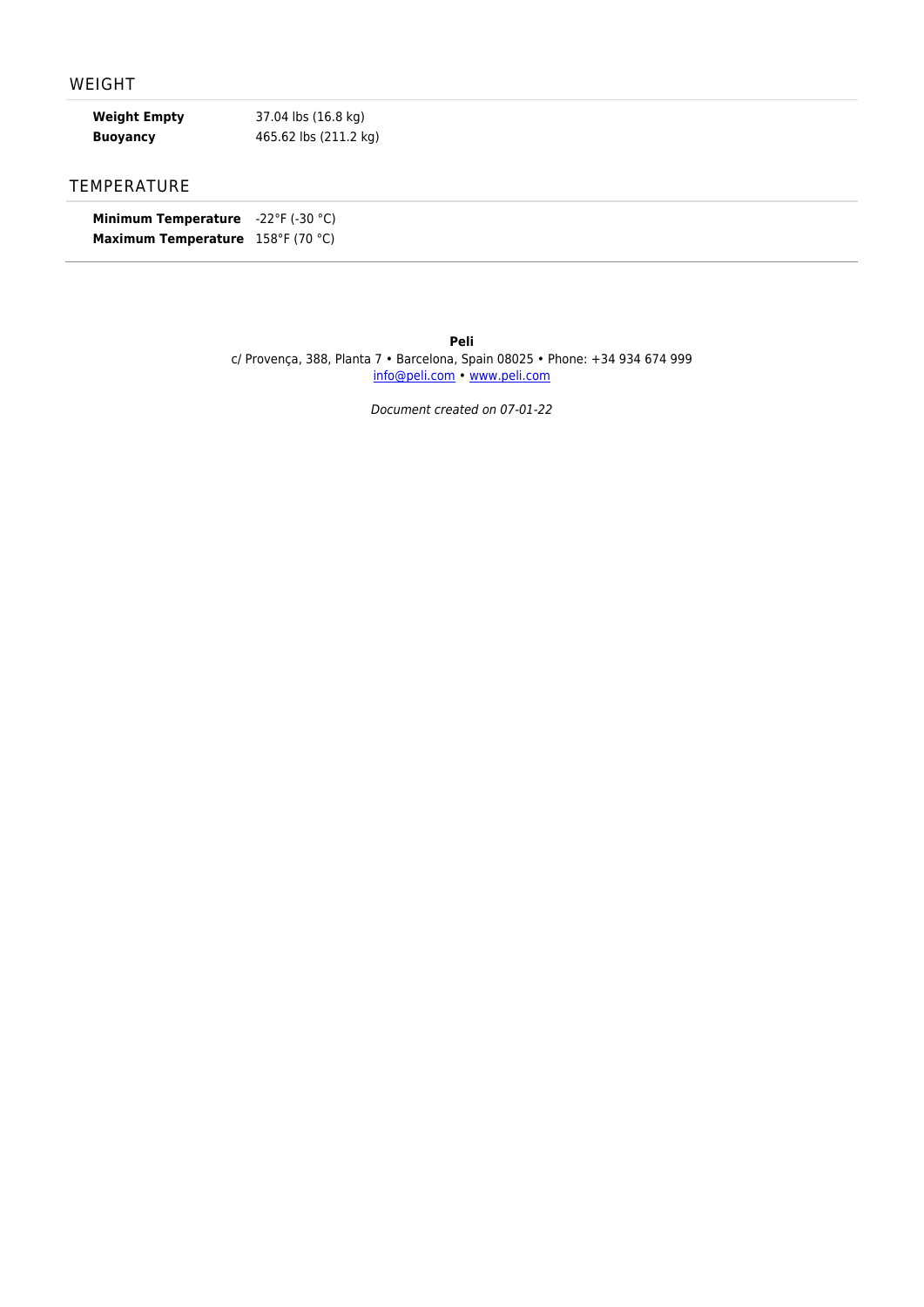## WEIGHT

| | |
|---|---|
| **Weight Empty** | 37.04 lbs (16.8 kg) |
| **Buoyancy** | 465.62 lbs (211.2 kg) |

## TEMPERATURE

| | |
|---|---|
| **Minimum Temperature** | -22°F (-30 °C) |
| **Maximum Temperature** | 158°F (70 °C) |

**Peli**
c/ Provença, 388, Planta 7 • Barcelona, Spain 08025 • Phone: +34 934 674 999
info@peli.com • www.peli.com

*Document created on 07-01-22*